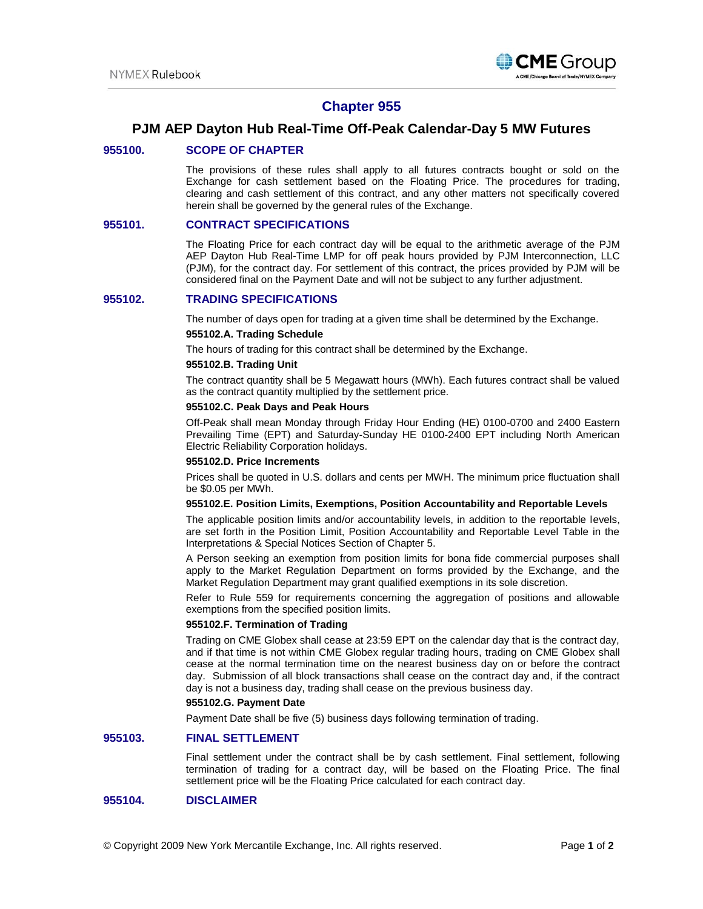# Chapter 955

## PJM AEP Dayton Hub Real-Time Off-Peak Calendar-Day 5 MW Futures

### 955100. SCOPE OF CHAPTER

The provisions of these rules shall apply to all futures contracts bought or sold on the Exchange for cash settlement based on the Floating Price. The procedures for trading, clearing and cash settlement of this contract, and any other matters not specifically covered herein shall be governed by the general rules of the Exchange.

### 955101. CONTRACT SPECIFICATIONS

The Floating Price for each contract day will be equal to the arithmetic average of the PJM AEP Dayton Hub Real-Time LMP for off peak hours provided by PJM Interconnection, LLC (PJM), for the contract day. For settlement of this contract, the prices provided by PJM will be considered final on the Payment Date and will not be subject to any further adjustment.

### 955102. TRADING SPECIFICATIONS

The number of days open for trading at a given time shall be determined by the Exchange.

**955102.A. Trading Schedule**

The hours of trading for this contract shall be determined by the Exchange.

**955102.B. Trading Unit**

The contract quantity shall be 5 Megawatt hours (MWh). Each futures contract shall be valued as the contract quantity multiplied by the settlement price.

**955102.C. Peak Days and Peak Hours**

Off-Peak shall mean Monday through Friday Hour Ending (HE) 0100-0700 and 2400 Eastern Prevailing Time (EPT) and Saturday-Sunday HE 0100-2400 EPT including North American Electric Reliability Corporation holidays.

**955102.D. Price Increments**

Prices shall be quoted in U.S. dollars and cents per MWH. The minimum price fluctuation shall be $0.05 per MWh.

**955102.E. Position Limits, Exemptions, Position Accountability and Reportable Levels**

The applicable position limits and/or accountability levels, in addition to the reportable levels, are set forth in the Position Limit, Position Accountability and Reportable Level Table in the Interpretations & Special Notices Section of Chapter 5.

A Person seeking an exemption from position limits for bona fide commercial purposes shall apply to the Market Regulation Department on forms provided by the Exchange, and the Market Regulation Department may grant qualified exemptions in its sole discretion.

Refer to Rule 559 for requirements concerning the aggregation of positions and allowable exemptions from the specified position limits.

**955102.F. Termination of Trading**

Trading on CME Globex shall cease at 23:59 EPT on the calendar day that is the contract day, and if that time is not within CME Globex regular trading hours, trading on CME Globex shall cease at the normal termination time on the nearest business day on or before the contract day. Submission of all block transactions shall cease on the contract day and, if the contract day is not a business day, trading shall cease on the previous business day.

**955102.G. Payment Date**

Payment Date shall be five (5) business days following termination of trading.

### 955103. FINAL SETTLEMENT

Final settlement under the contract shall be by cash settlement. Final settlement, following termination of trading for a contract day, will be based on the Floating Price. The final settlement price will be the Floating Price calculated for each contract day.

### 955104. DISCLAIMER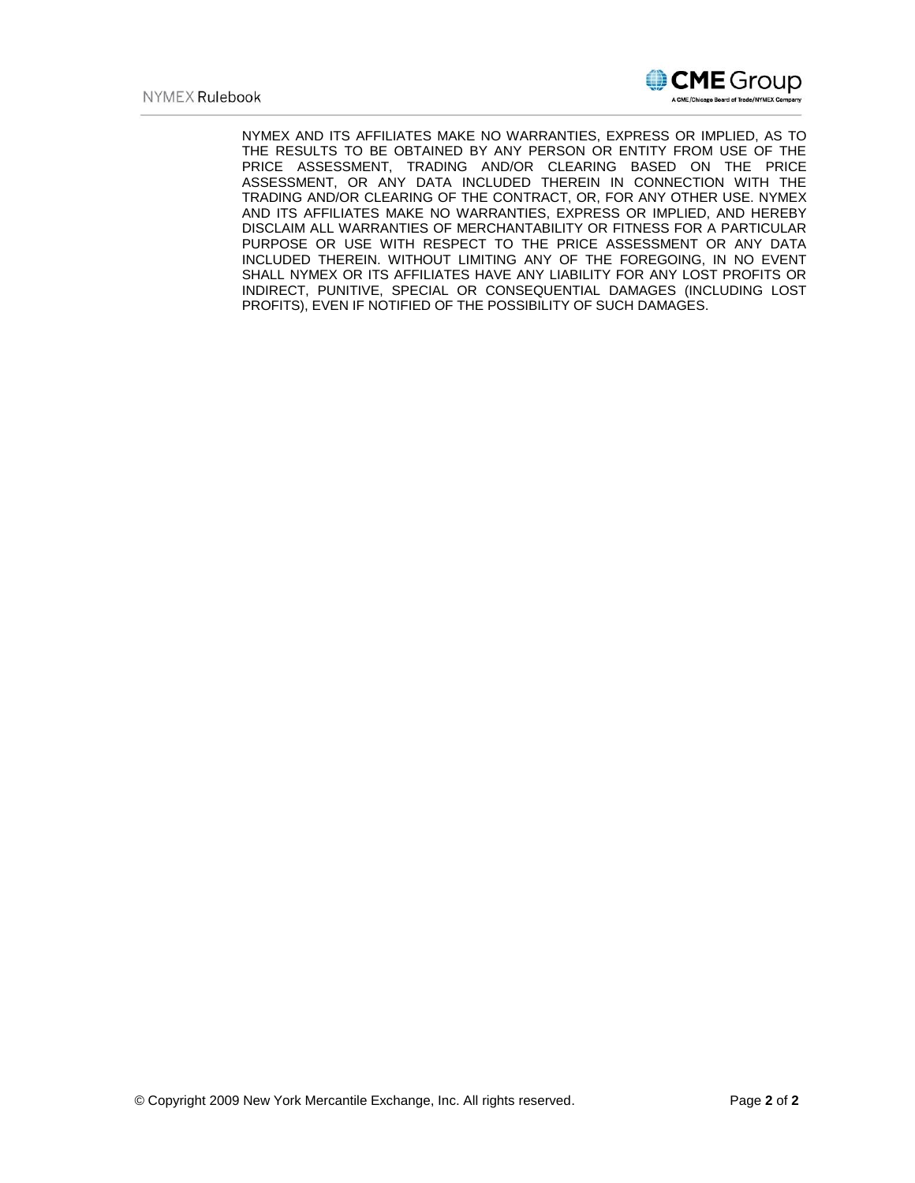NYMEX AND ITS AFFILIATES MAKE NO WARRANTIES, EXPRESS OR IMPLIED, AS TO THE RESULTS TO BE OBTAINED BY ANY PERSON OR ENTITY FROM USE OF THE PRICE ASSESSMENT, TRADING AND/OR CLEARING BASED ON THE PRICE ASSESSMENT, OR ANY DATA INCLUDED THEREIN IN CONNECTION WITH THE TRADING AND/OR CLEARING OF THE CONTRACT, OR, FOR ANY OTHER USE. NYMEX AND ITS AFFILIATES MAKE NO WARRANTIES, EXPRESS OR IMPLIED, AND HEREBY DISCLAIM ALL WARRANTIES OF MERCHANTABILITY OR FITNESS FOR A PARTICULAR PURPOSE OR USE WITH RESPECT TO THE PRICE ASSESSMENT OR ANY DATA INCLUDED THEREIN. WITHOUT LIMITING ANY OF THE FOREGOING, IN NO EVENT SHALL NYMEX OR ITS AFFILIATES HAVE ANY LIABILITY FOR ANY LOST PROFITS OR INDIRECT, PUNITIVE, SPECIAL OR CONSEQUENTIAL DAMAGES (INCLUDING LOST PROFITS), EVEN IF NOTIFIED OF THE POSSIBILITY OF SUCH DAMAGES.